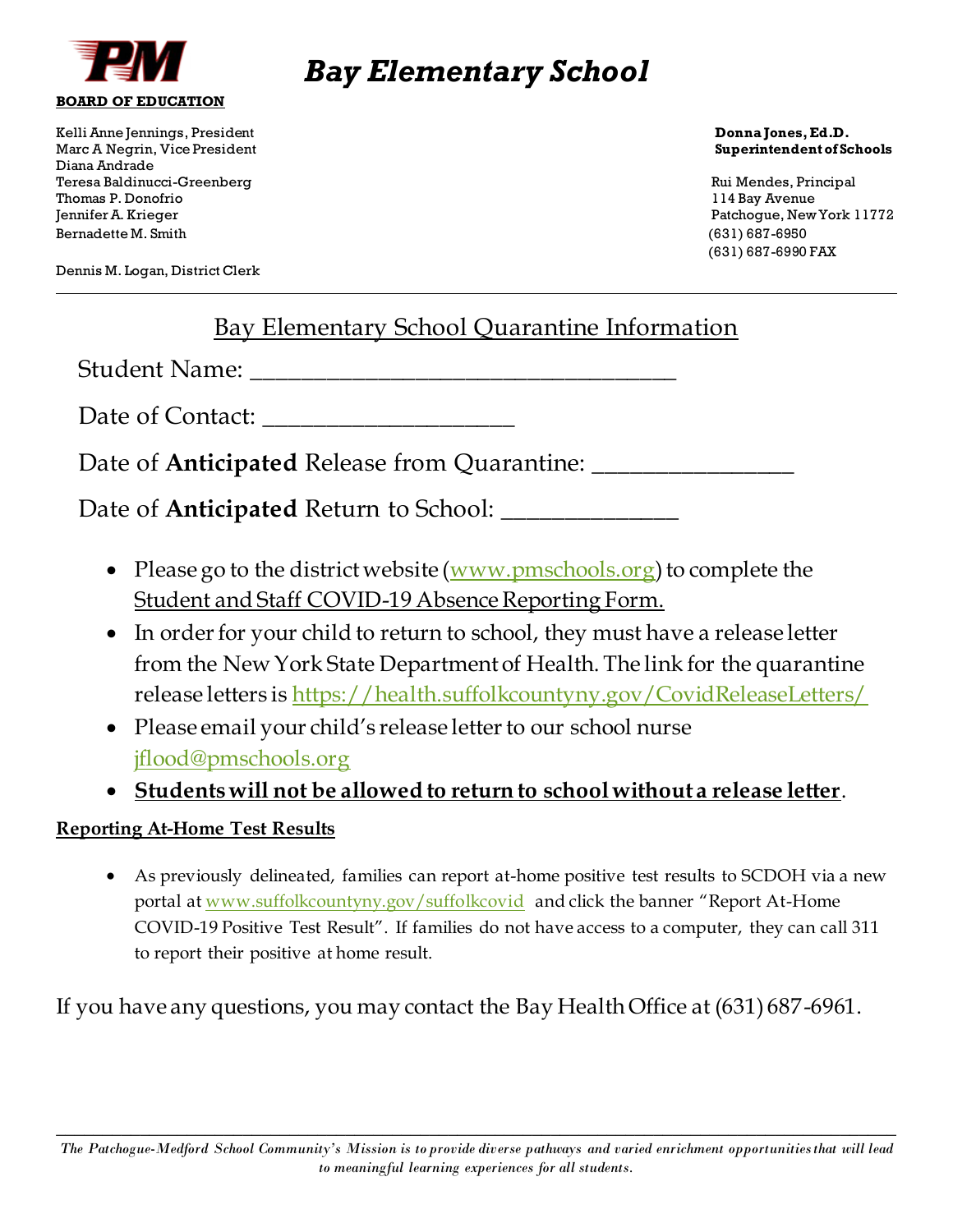PM

**BOARD OF EDUCATION**

# *Bay Elementary School*

Kelli Anne Jennings, President
Marc A Negrin, Vice President
Diana Andrade
Teresa Baldinucci-Greenberg
Thomas P. Donofrio
Jennifer A. Krieger
Bernadette M. Smith

Dennis M. Logan, District Clerk

**Donna Jones, Ed.D.**
**Superintendent of Schools**

Rui Mendes, Principal
114 Bay Avenue
Patchogue, New York 11772
(631) 687-6950
(631) 687-6990 FAX

---

## Bay Elementary School Quarantine Information

Student Name: ___________________________________

Date of Contact: ____________________

Date of **Anticipated** Release from Quarantine: ________________

Date of **Anticipated** Return to School: ______________

- Please go to the district website (www.pmschools.org) to complete the Student and Staff COVID-19 Absence Reporting Form.
- In order for your child to return to school, they must have a release letter from the New York State Department of Health. The link for the quarantine release letters is https://health.suffolkcountyny.gov/CovidReleaseLetters/
- Please email your child's release letter to our school nurse jflood@pmschools.org
- **Students will not be allowed to return to school without a release letter**.

**Reporting At-Home Test Results**

- As previously delineated, families can report at-home positive test results to SCDOH via a new portal at www.suffolkcountyny.gov/suffolkcovid and click the banner "Report At-Home COVID-19 Positive Test Result". If families do not have access to a computer, they can call 311 to report their positive at home result.

If you have any questions, you may contact the Bay Health Office at (631) 687-6961.

---

*The Patchogue-Medford School Community's Mission is to provide diverse pathways and varied enrichment opportunities that will lead to meaningful learning experiences for all students.*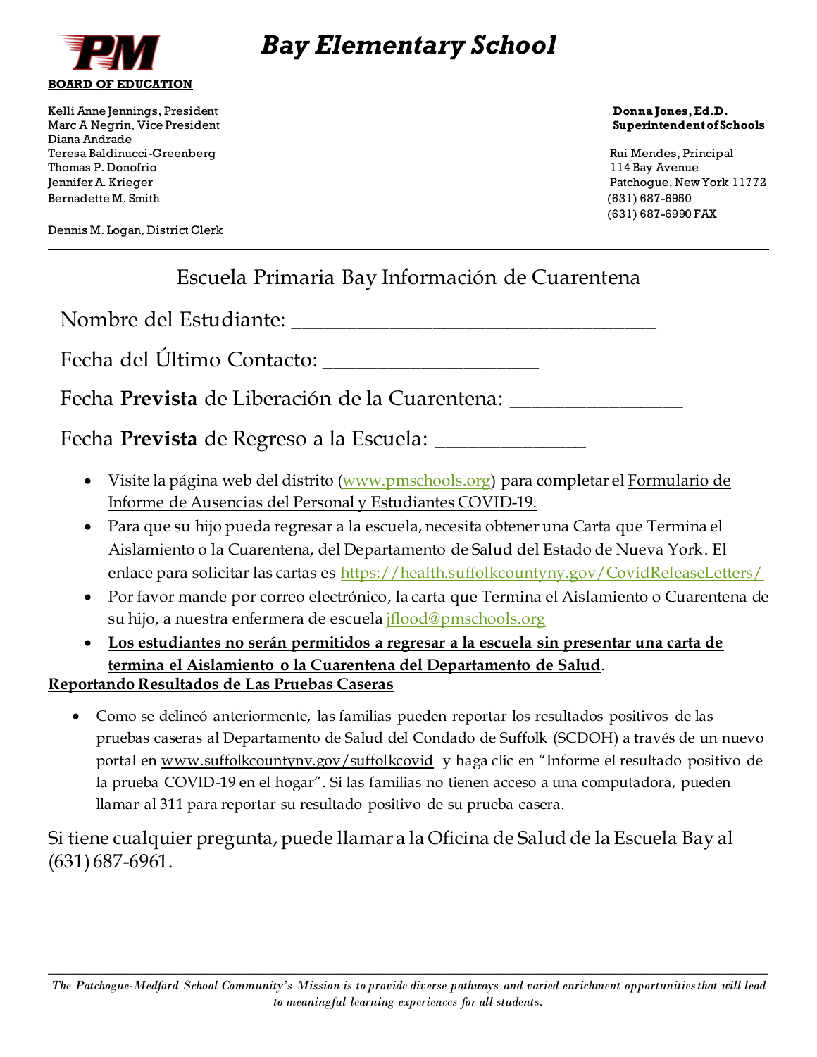# Bay Elementary School

**BOARD OF EDUCATION**

Kelli Anne Jennings, President
Marc A Negrin, Vice President
Diana Andrade
Teresa Baldinucci-Greenberg
Thomas P. Donofrio
Jennifer A. Krieger
Bernadette M. Smith

Dennis M. Logan, District Clerk

**Donna Jones, Ed.D.**
**Superintendent of Schools**

Rui Mendes, Principal
114 Bay Avenue
Patchogue, New York 11772
(631) 687-6950
(631) 687-6990 FAX

---

## Escuela Primaria Bay Información de Cuarentena

Nombre del Estudiante: ___________________________________

Fecha del Último Contacto: ____________________

Fecha **Prevista** de Liberación de la Cuarentena: ________________

Fecha **Prevista** de Regreso a la Escuela: ______________

- Visite la página web del distrito (www.pmschools.org) para completar el Formulario de Informe de Ausencias del Personal y Estudiantes COVID-19.
- Para que su hijo pueda regresar a la escuela, necesita obtener una Carta que Termina el Aislamiento o la Cuarentena, del Departamento de Salud del Estado de Nueva York. El enlace para solicitar las cartas es https://health.suffolkcountyny.gov/CovidReleaseLetters/
- Por favor mande por correo electrónico, la carta que Termina el Aislamiento o Cuarentena de su hijo, a nuestra enfermera de escuela jflood@pmschools.org
- **Los estudiantes no serán permitidos a regresar a la escuela sin presentar una carta de termina el Aislamiento o la Cuarentena del Departamento de Salud**.

**Reportando Resultados de Las Pruebas Caseras**

- Como se delineó anteriormente, las familias pueden reportar los resultados positivos de las pruebas caseras al Departamento de Salud del Condado de Suffolk (SCDOH) a través de un nuevo portal en www.suffolkcountyny.gov/suffolkcovid y haga clic en "Informe el resultado positivo de la prueba COVID-19 en el hogar". Si las familias no tienen acceso a una computadora, pueden llamar al 311 para reportar su resultado positivo de su prueba casera.

Si tiene cualquier pregunta, puede llamar a la Oficina de Salud de la Escuela Bay al (631) 687-6961.

---

*The Patchogue-Medford School Community's Mission is to provide diverse pathways and varied enrichment opportunities that will lead to meaningful learning experiences for all students.*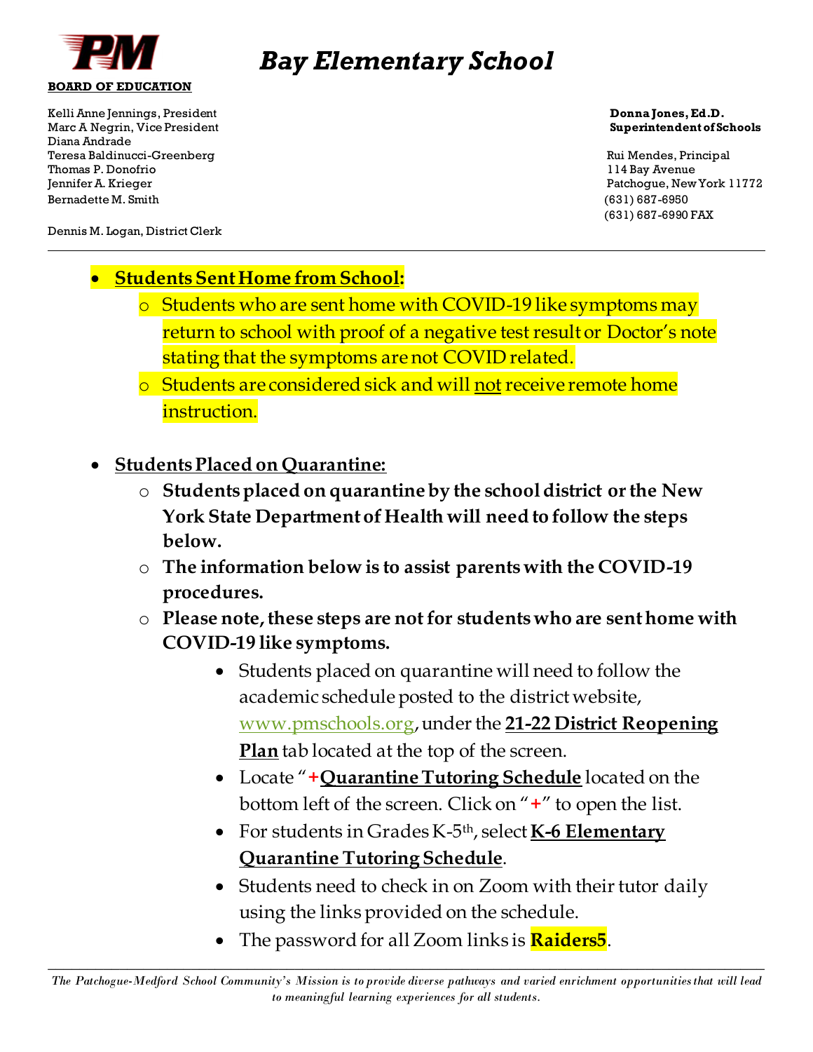# Bay Elementary School

**BOARD OF EDUCATION**

Kelli Anne Jennings, President
Marc A Negrin, Vice President
Diana Andrade
Teresa Baldinucci-Greenberg
Thomas P. Donofrio
Jennifer A. Krieger
Bernadette M. Smith

Dennis M. Logan, District Clerk

**Donna Jones, Ed.D.**
**Superintendent of Schools**

Rui Mendes, Principal
114 Bay Avenue
Patchogue, New York 11772
(631) 687-6950
(631) 687-6990 FAX

---

- **Students Sent Home from School:**
  - Students who are sent home with COVID-19 like symptoms may return to school with proof of a negative test result or Doctor's note stating that the symptoms are not COVID related.
  - Students are considered sick and will not receive remote home instruction.

- **Students Placed on Quarantine:**
  - **Students placed on quarantine by the school district or the New York State Department of Health will need to follow the steps below.**
  - **The information below is to assist parents with the COVID-19 procedures.**
  - **Please note, these steps are not for students who are sent home with COVID-19 like symptoms.**
    - Students placed on quarantine will need to follow the academic schedule posted to the district website, www.pmschools.org, under the **21-22 District Reopening Plan** tab located at the top of the screen.
    - Locate "**+Quarantine Tutoring Schedule** located on the bottom left of the screen. Click on "**+**" to open the list.
    - For students in Grades K-5th, select **K-6 Elementary Quarantine Tutoring Schedule**.
    - Students need to check in on Zoom with their tutor daily using the links provided on the schedule.
    - The password for all Zoom links is **Raiders5**.

*The Patchogue-Medford School Community's Mission is to provide diverse pathways and varied enrichment opportunities that will lead to meaningful learning experiences for all students.*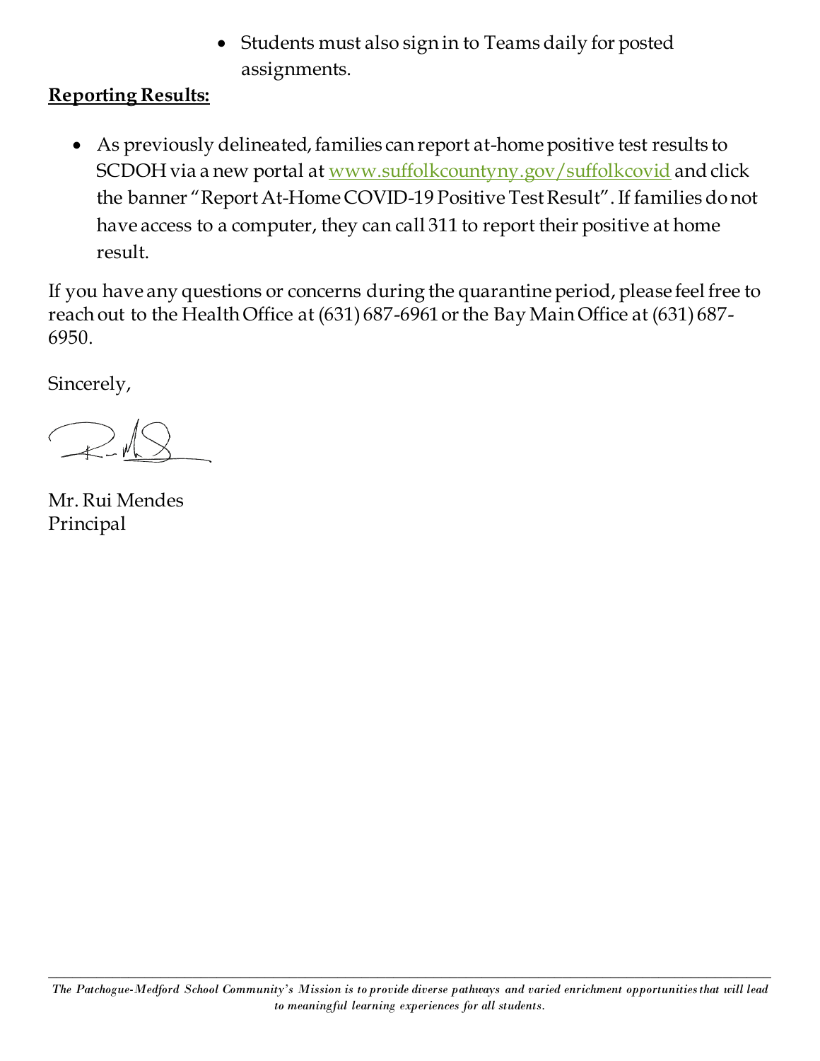- Students must also sign in to Teams daily for posted assignments.

**<u>Reporting Results:</u>**

- As previously delineated, families can report at-home positive test results to SCDOH via a new portal at [www.suffolkcountyny.gov/suffolkcovid](www.suffolkcountyny.gov/suffolkcovid) and click the banner "Report At-Home COVID-19 Positive Test Result". If families do not have access to a computer, they can call 311 to report their positive at home result.

If you have any questions or concerns during the quarantine period, please feel free to reach out to the Health Office at (631) 687-6961 or the Bay Main Office at (631) 687-6950.

Sincerely,

Mr. Rui Mendes
Principal

*The Patchogue-Medford School Community's Mission is to provide diverse pathways and varied enrichment opportunities that will lead to meaningful learning experiences for all students.*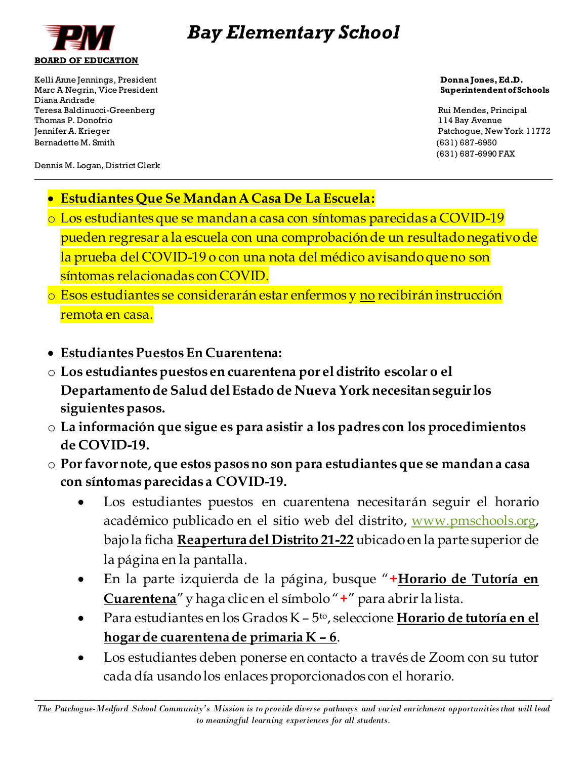**Bay Elementary School**

**BOARD OF EDUCATION**

Kelli Anne Jennings, President
Marc A Negrin, Vice President
Diana Andrade
Teresa Baldinucci-Greenberg
Thomas P. Donofrio
Jennifer A. Krieger
Bernadette M. Smith

Dennis M. Logan, District Clerk

**Donna Jones, Ed.D.**
**Superintendent of Schools**

Rui Mendes, Principal
114 Bay Avenue
Patchogue, New York 11772
(631) 687-6950
(631) 687-6990 FAX

---

- **Estudiantes Que Se Mandan A Casa De La Escuela:**
  - Los estudiantes que se mandan a casa con síntomas parecidas a COVID-19 pueden regresar a la escuela con una comprobación de un resultado negativo de la prueba del COVID-19 o con una nota del médico avisando que no son síntomas relacionadas con COVID.
  - Esos estudiantes se considerarán estar enfermos y no recibirán instrucción remota en casa.

- **Estudiantes Puestos En Cuarentena:**
  - **Los estudiantes puestos en cuarentena por el distrito escolar o el Departamento de Salud del Estado de Nueva York necesitan seguir los siguientes pasos.**
  - **La información que sigue es para asistir a los padres con los procedimientos de COVID-19.**
  - **Por favor note, que estos pasos no son para estudiantes que se mandan a casa con síntomas parecidas a COVID-19.**
    - Los estudiantes puestos en cuarentena necesitarán seguir el horario académico publicado en el sitio web del distrito, www.pmschools.org, bajo la ficha **Reapertura del Distrito 21-22** ubicado en la parte superior de la página en la pantalla.
    - En la parte izquierda de la página, busque "**+Horario de Tutoría en Cuarentena**" y haga clic en el símbolo "**+**" para abrir la lista.
    - Para estudiantes en los Grados K – 5to, seleccione **Horario de tutoría en el hogar de cuarentena de primaria K – 6**.
    - Los estudiantes deben ponerse en contacto a través de Zoom con su tutor cada día usando los enlaces proporcionados con el horario.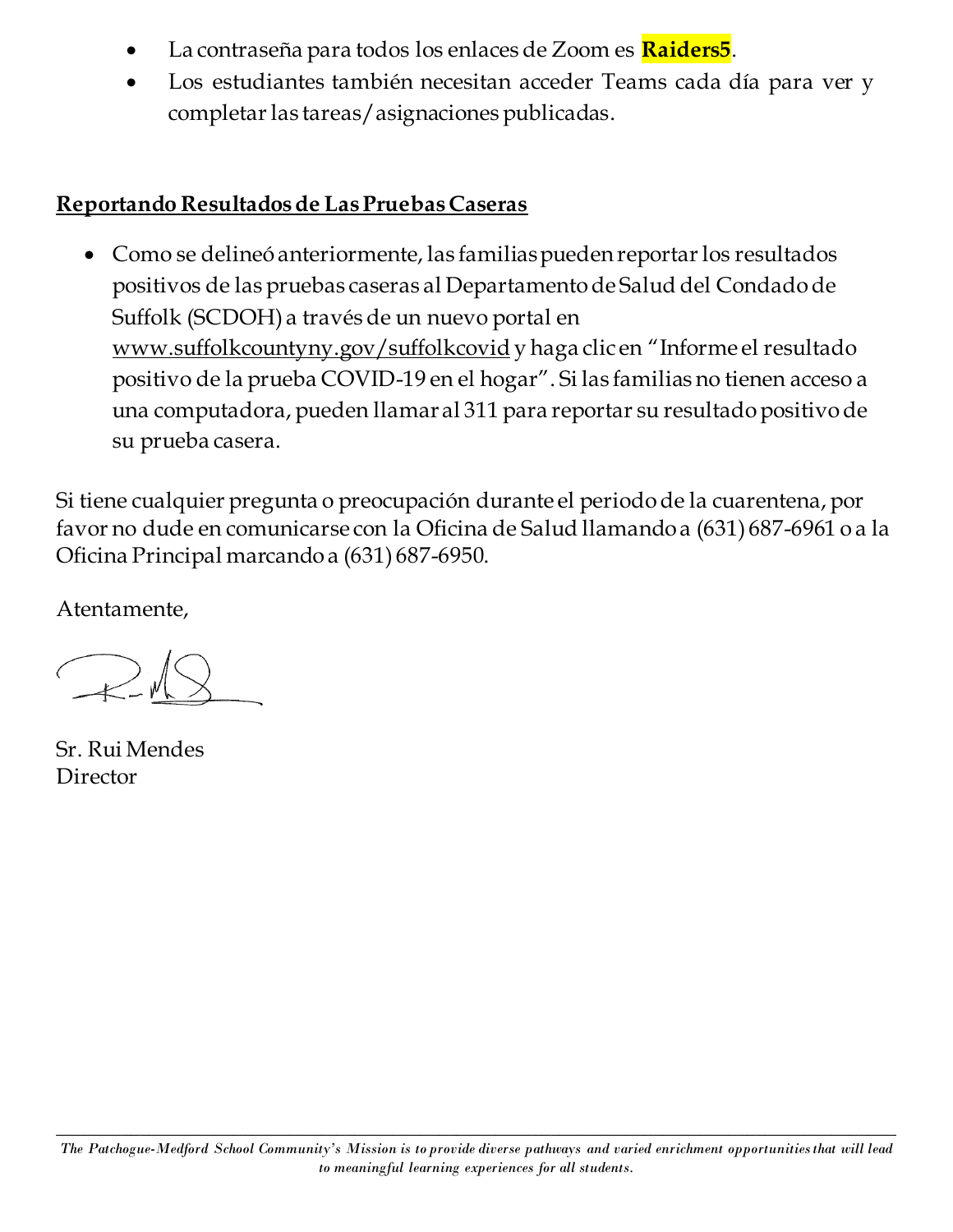- La contraseña para todos los enlaces de Zoom es **Raiders5**.
- Los estudiantes también necesitan acceder Teams cada día para ver y completar las tareas/asignaciones publicadas.

**Reportando Resultados de Las Pruebas Caseras**

- Como se delineó anteriormente, las familias pueden reportar los resultados positivos de las pruebas caseras al Departamento de Salud del Condado de Suffolk (SCDOH) a través de un nuevo portal en www.suffolkcountyny.gov/suffolkcovid y haga clic en "Informe el resultado positivo de la prueba COVID-19 en el hogar". Si las familias no tienen acceso a una computadora, pueden llamar al 311 para reportar su resultado positivo de su prueba casera.

Si tiene cualquier pregunta o preocupación durante el periodo de la cuarentena, por favor no dude en comunicarse con la Oficina de Salud llamando a (631) 687-6961 o a la Oficina Principal marcando a (631) 687-6950.

Atentamente,

Sr. Rui Mendes
Director

*The Patchogue-Medford School Community's Mission is to provide diverse pathways and varied enrichment opportunities that will lead to meaningful learning experiences for all students.*